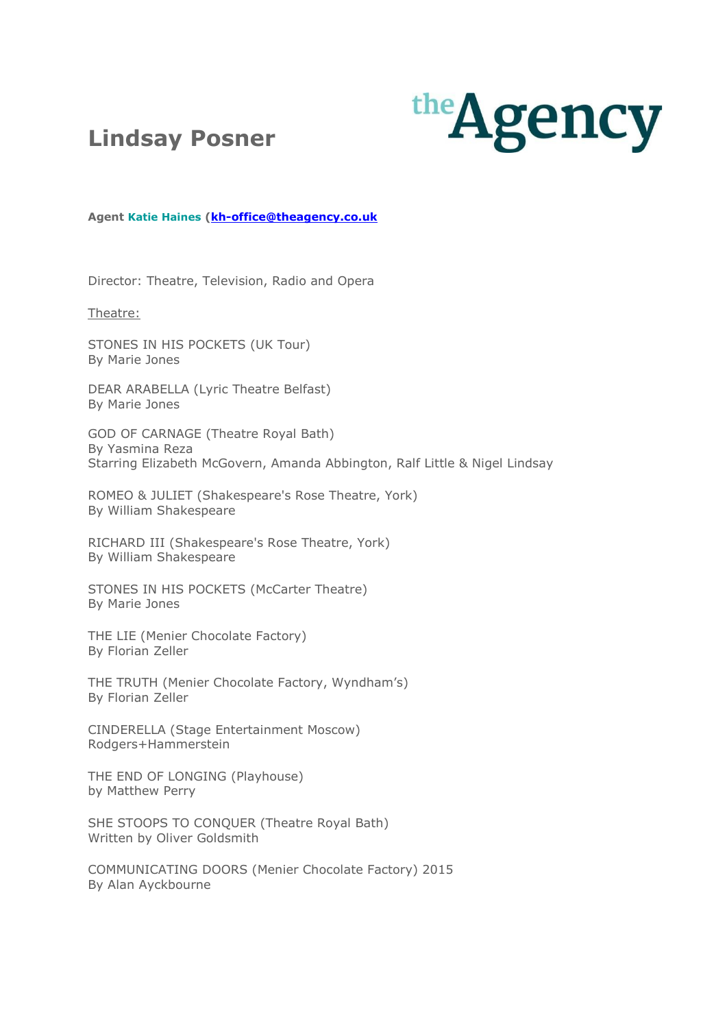# Lindsay Posner

theAgency

**Agent** **Katie Haines** (**kh-office@theagency.co.uk**

Director: Theatre, Television, Radio and Opera

Theatre:

STONES IN HIS POCKETS (UK Tour)
By Marie Jones

DEAR ARABELLA (Lyric Theatre Belfast)
By Marie Jones

GOD OF CARNAGE (Theatre Royal Bath)
By Yasmina Reza
Starring Elizabeth McGovern, Amanda Abbington, Ralf Little & Nigel Lindsay

ROMEO & JULIET (Shakespeare's Rose Theatre, York)
By William Shakespeare

RICHARD III (Shakespeare's Rose Theatre, York)
By William Shakespeare

STONES IN HIS POCKETS (McCarter Theatre)
By Marie Jones

THE LIE (Menier Chocolate Factory)
By Florian Zeller

THE TRUTH (Menier Chocolate Factory, Wyndham's)
By Florian Zeller

CINDERELLA (Stage Entertainment Moscow)
Rodgers+Hammerstein

THE END OF LONGING (Playhouse)
by Matthew Perry

SHE STOOPS TO CONQUER (Theatre Royal Bath)
Written by Oliver Goldsmith

COMMUNICATING DOORS (Menier Chocolate Factory) 2015
By Alan Ayckbourne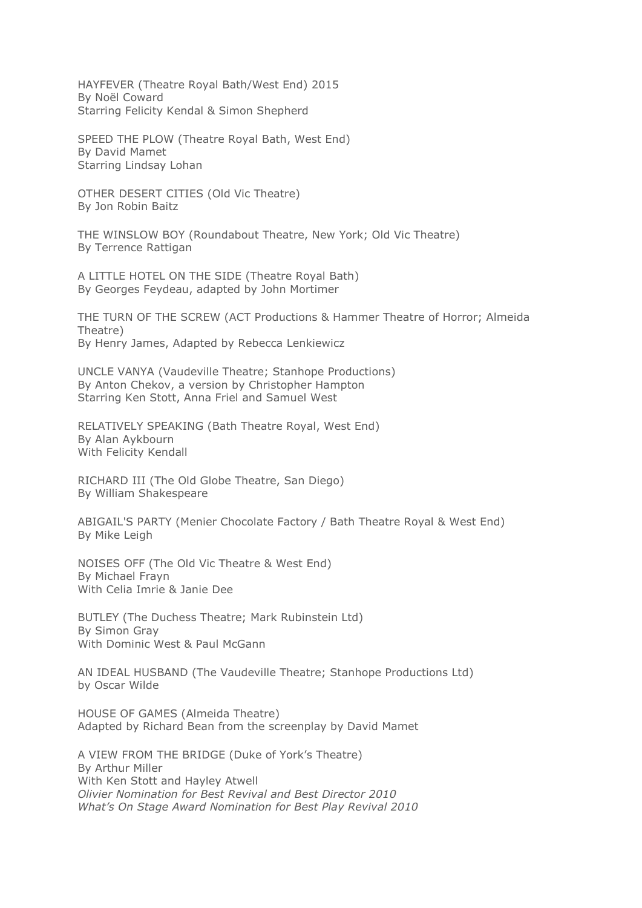HAYFEVER (Theatre Royal Bath/West End) 2015
By Noël Coward
Starring Felicity Kendal & Simon Shepherd

SPEED THE PLOW (Theatre Royal Bath, West End)
By David Mamet
Starring Lindsay Lohan

OTHER DESERT CITIES (Old Vic Theatre)
By Jon Robin Baitz

THE WINSLOW BOY (Roundabout Theatre, New York; Old Vic Theatre)
By Terrence Rattigan

A LITTLE HOTEL ON THE SIDE (Theatre Royal Bath)
By Georges Feydeau, adapted by John Mortimer

THE TURN OF THE SCREW (ACT Productions & Hammer Theatre of Horror; Almeida Theatre)
By Henry James, Adapted by Rebecca Lenkiewicz

UNCLE VANYA (Vaudeville Theatre; Stanhope Productions)
By Anton Chekov, a version by Christopher Hampton
Starring Ken Stott, Anna Friel and Samuel West

RELATIVELY SPEAKING (Bath Theatre Royal, West End)
By Alan Aykbourn
With Felicity Kendall

RICHARD III (The Old Globe Theatre, San Diego)
By William Shakespeare

ABIGAIL'S PARTY (Menier Chocolate Factory / Bath Theatre Royal & West End)
By Mike Leigh

NOISES OFF (The Old Vic Theatre & West End)
By Michael Frayn
With Celia Imrie & Janie Dee

BUTLEY (The Duchess Theatre; Mark Rubinstein Ltd)
By Simon Gray
With Dominic West & Paul McGann

AN IDEAL HUSBAND (The Vaudeville Theatre; Stanhope Productions Ltd)
by Oscar Wilde

HOUSE OF GAMES (Almeida Theatre)
Adapted by Richard Bean from the screenplay by David Mamet

A VIEW FROM THE BRIDGE (Duke of York's Theatre)
By Arthur Miller
With Ken Stott and Hayley Atwell
*Olivier Nomination for Best Revival and Best Director 2010*
*What's On Stage Award Nomination for Best Play Revival 2010*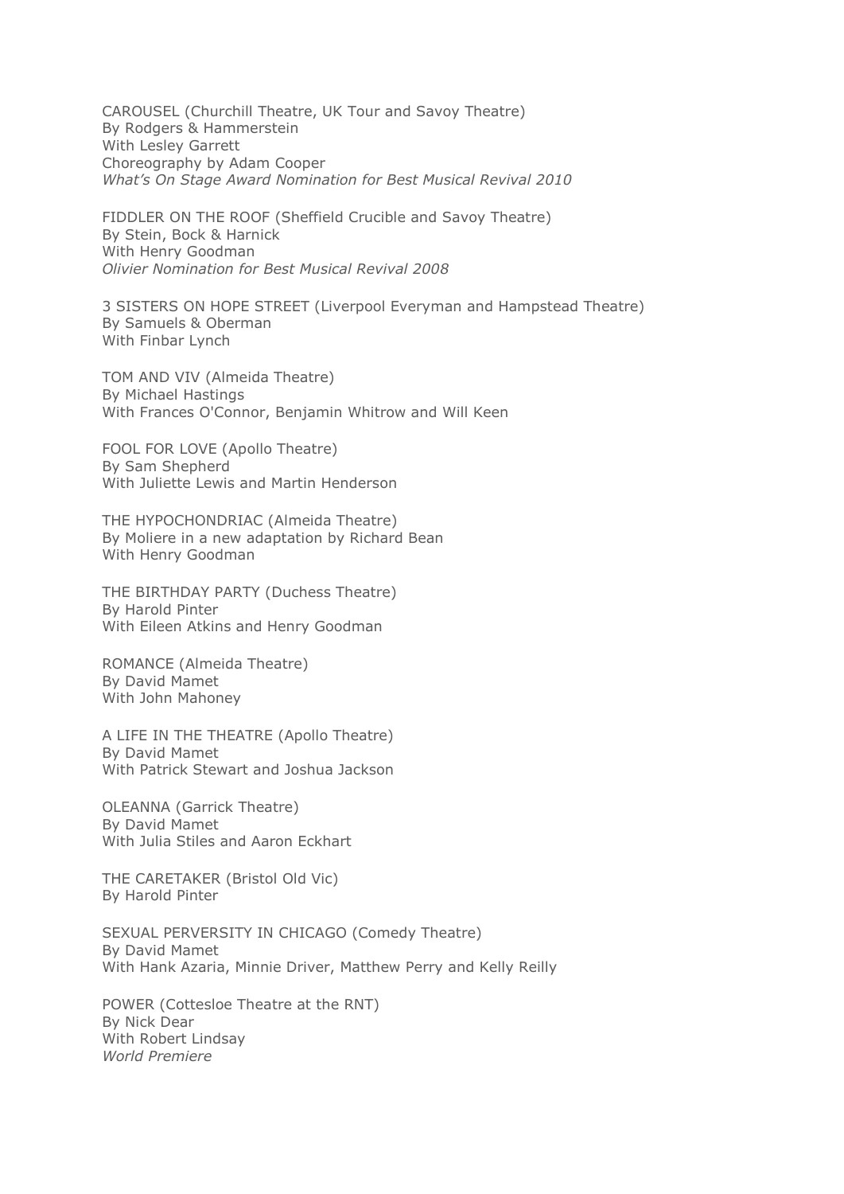CAROUSEL (Churchill Theatre, UK Tour and Savoy Theatre)
By Rodgers & Hammerstein
With Lesley Garrett
Choreography by Adam Cooper
*What's On Stage Award Nomination for Best Musical Revival 2010*

FIDDLER ON THE ROOF (Sheffield Crucible and Savoy Theatre)
By Stein, Bock & Harnick
With Henry Goodman
*Olivier Nomination for Best Musical Revival 2008*

3 SISTERS ON HOPE STREET (Liverpool Everyman and Hampstead Theatre)
By Samuels & Oberman
With Finbar Lynch

TOM AND VIV (Almeida Theatre)
By Michael Hastings
With Frances O'Connor, Benjamin Whitrow and Will Keen

FOOL FOR LOVE (Apollo Theatre)
By Sam Shepherd
With Juliette Lewis and Martin Henderson

THE HYPOCHONDRIAC (Almeida Theatre)
By Moliere in a new adaptation by Richard Bean
With Henry Goodman

THE BIRTHDAY PARTY (Duchess Theatre)
By Harold Pinter
With Eileen Atkins and Henry Goodman

ROMANCE (Almeida Theatre)
By David Mamet
With John Mahoney

A LIFE IN THE THEATRE (Apollo Theatre)
By David Mamet
With Patrick Stewart and Joshua Jackson

OLEANNA (Garrick Theatre)
By David Mamet
With Julia Stiles and Aaron Eckhart

THE CARETAKER (Bristol Old Vic)
By Harold Pinter

SEXUAL PERVERSITY IN CHICAGO (Comedy Theatre)
By David Mamet
With Hank Azaria, Minnie Driver, Matthew Perry and Kelly Reilly

POWER (Cottesloe Theatre at the RNT)
By Nick Dear
With Robert Lindsay
*World Premiere*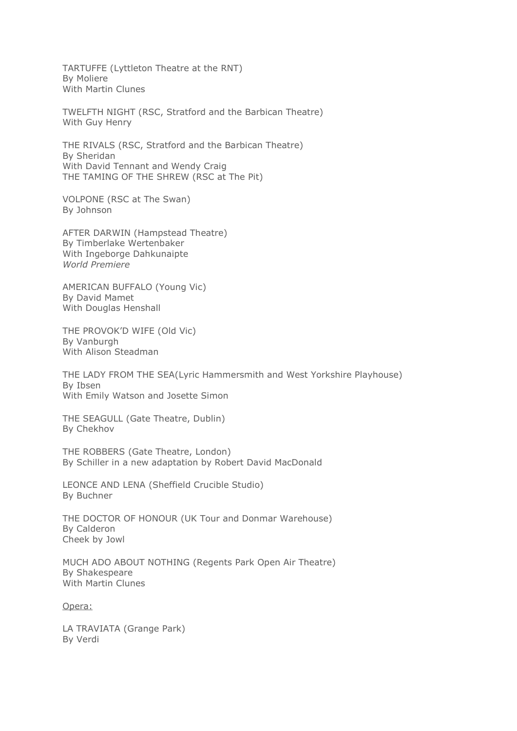TARTUFFE (Lyttleton Theatre at the RNT)
By Moliere
With Martin Clunes

TWELFTH NIGHT (RSC, Stratford and the Barbican Theatre)
With Guy Henry

THE RIVALS (RSC, Stratford and the Barbican Theatre)
By Sheridan
With David Tennant and Wendy Craig
THE TAMING OF THE SHREW (RSC at The Pit)

VOLPONE (RSC at The Swan)
By Johnson

AFTER DARWIN (Hampstead Theatre)
By Timberlake Wertenbaker
With Ingeborge Dahkunaipte
*World Premiere*

AMERICAN BUFFALO (Young Vic)
By David Mamet
With Douglas Henshall

THE PROVOK'D WIFE (Old Vic)
By Vanburgh
With Alison Steadman

THE LADY FROM THE SEA(Lyric Hammersmith and West Yorkshire Playhouse)
By Ibsen
With Emily Watson and Josette Simon

THE SEAGULL (Gate Theatre, Dublin)
By Chekhov

THE ROBBERS (Gate Theatre, London)
By Schiller in a new adaptation by Robert David MacDonald

LEONCE AND LENA (Sheffield Crucible Studio)
By Buchner

THE DOCTOR OF HONOUR (UK Tour and Donmar Warehouse)
By Calderon
Cheek by Jowl

MUCH ADO ABOUT NOTHING (Regents Park Open Air Theatre)
By Shakespeare
With Martin Clunes

<u>Opera:</u>

LA TRAVIATA (Grange Park)
By Verdi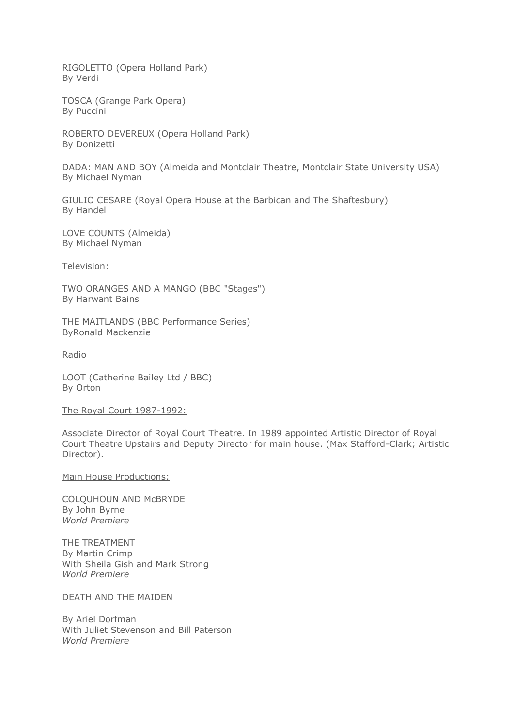RIGOLETTO (Opera Holland Park)
By Verdi

TOSCA (Grange Park Opera)
By Puccini

ROBERTO DEVEREUX (Opera Holland Park)
By Donizetti

DADA: MAN AND BOY (Almeida and Montclair Theatre, Montclair State University USA)
By Michael Nyman

GIULIO CESARE (Royal Opera House at the Barbican and The Shaftesbury)
By Handel

LOVE COUNTS (Almeida)
By Michael Nyman

<u>Television:</u>

TWO ORANGES AND A MANGO (BBC "Stages")
By Harwant Bains

THE MAITLANDS (BBC Performance Series)
ByRonald Mackenzie

<u>Radio</u>

LOOT (Catherine Bailey Ltd / BBC)
By Orton

<u>The Royal Court 1987-1992:</u>

Associate Director of Royal Court Theatre. In 1989 appointed Artistic Director of Royal Court Theatre Upstairs and Deputy Director for main house. (Max Stafford-Clark; Artistic Director).

<u>Main House Productions:</u>

COLQUHOUN AND McBRYDE
By John Byrne
*World Premiere*

THE TREATMENT
By Martin Crimp
With Sheila Gish and Mark Strong
*World Premiere*

DEATH AND THE MAIDEN

By Ariel Dorfman
With Juliet Stevenson and Bill Paterson
*World Premiere*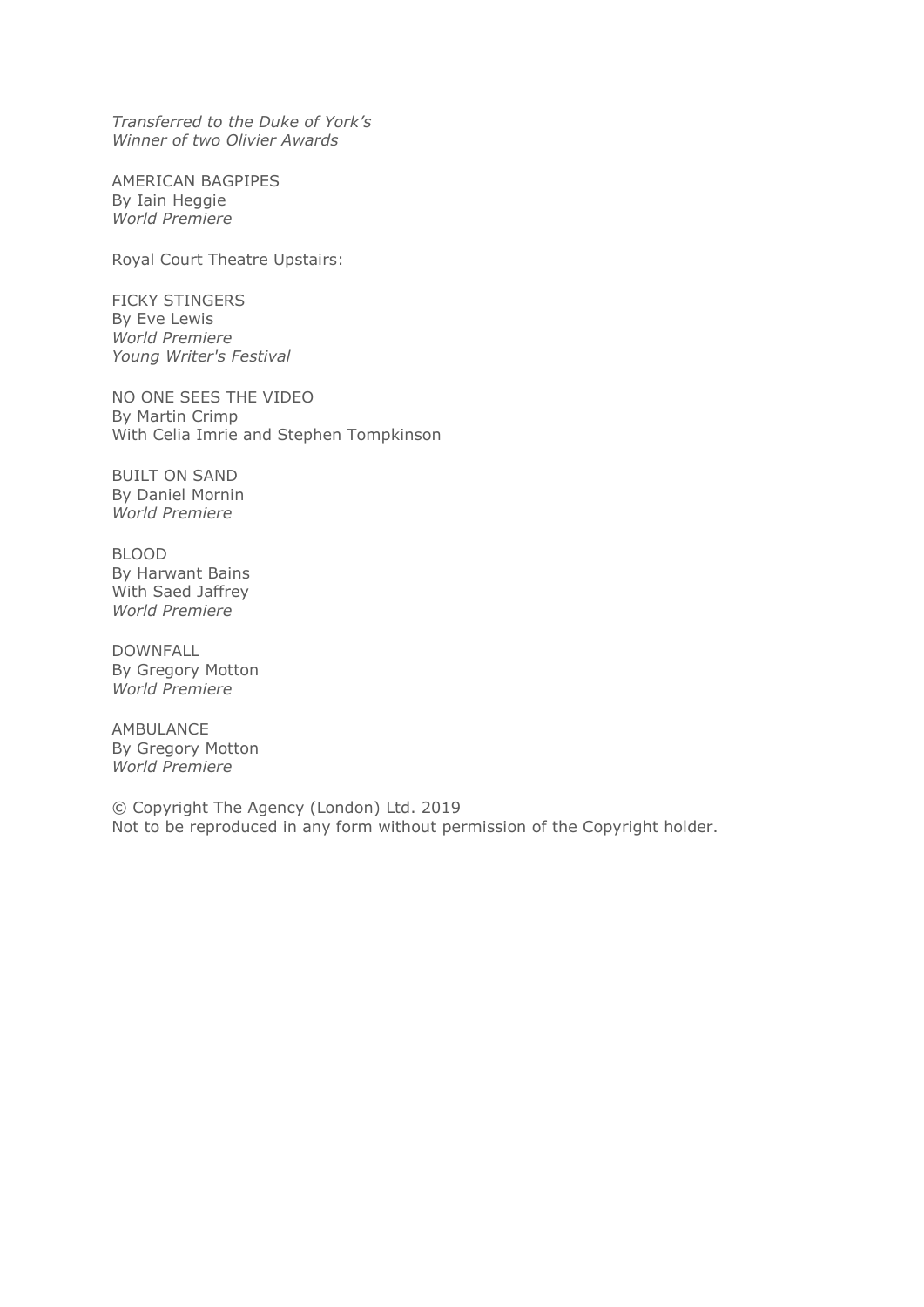*Transferred to the Duke of York's*
*Winner of two Olivier Awards*

AMERICAN BAGPIPES
By Iain Heggie
*World Premiere*

<u>Royal Court Theatre Upstairs:</u>

FICKY STINGERS
By Eve Lewis
*World Premiere*
*Young Writer's Festival*

NO ONE SEES THE VIDEO
By Martin Crimp
With Celia Imrie and Stephen Tompkinson

BUILT ON SAND
By Daniel Mornin
*World Premiere*

BLOOD
By Harwant Bains
With Saed Jaffrey
*World Premiere*

DOWNFALL
By Gregory Motton
*World Premiere*

AMBULANCE
By Gregory Motton
*World Premiere*

© Copyright The Agency (London) Ltd. 2019
Not to be reproduced in any form without permission of the Copyright holder.